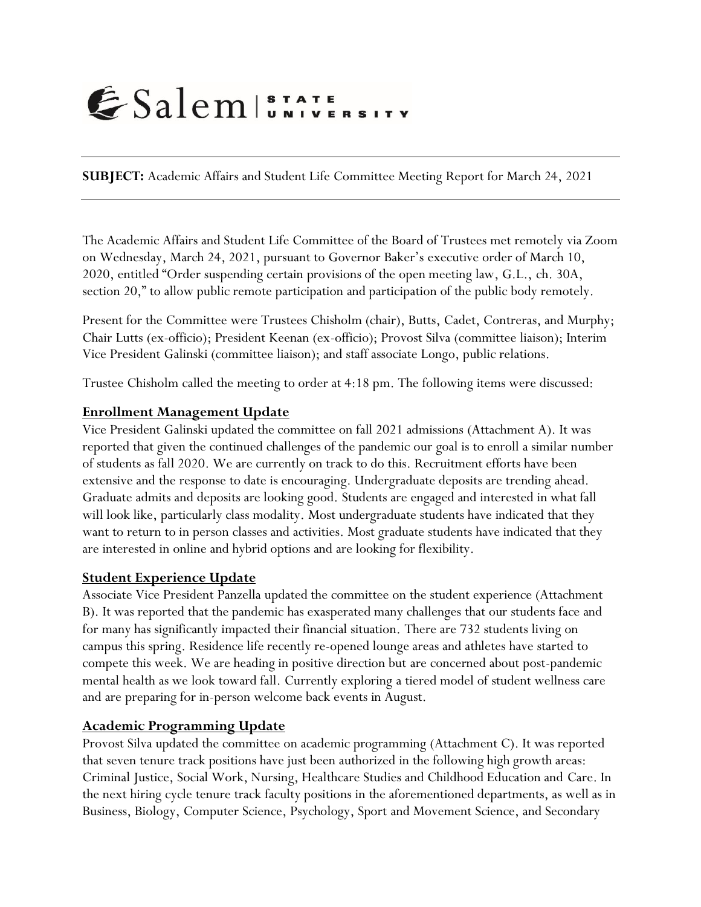Salem STATE UNIVERSITY

---

**SUBJECT:** Academic Affairs and Student Life Committee Meeting Report for March 24, 2021

---

The Academic Affairs and Student Life Committee of the Board of Trustees met remotely via Zoom on Wednesday, March 24, 2021, pursuant to Governor Baker's executive order of March 10, 2020, entitled "Order suspending certain provisions of the open meeting law, G.L., ch. 30A, section 20," to allow public remote participation and participation of the public body remotely.

Present for the Committee were Trustees Chisholm (chair), Butts, Cadet, Contreras, and Murphy; Chair Lutts (ex-officio); President Keenan (ex-officio); Provost Silva (committee liaison); Interim Vice President Galinski (committee liaison); and staff associate Longo, public relations.

Trustee Chisholm called the meeting to order at 4:18 pm. The following items were discussed:

**Enrollment Management Update**

Vice President Galinski updated the committee on fall 2021 admissions (Attachment A). It was reported that given the continued challenges of the pandemic our goal is to enroll a similar number of students as fall 2020. We are currently on track to do this. Recruitment efforts have been extensive and the response to date is encouraging. Undergraduate deposits are trending ahead. Graduate admits and deposits are looking good. Students are engaged and interested in what fall will look like, particularly class modality. Most undergraduate students have indicated that they want to return to in person classes and activities. Most graduate students have indicated that they are interested in online and hybrid options and are looking for flexibility.

**Student Experience Update**

Associate Vice President Panzella updated the committee on the student experience (Attachment B). It was reported that the pandemic has exasperated many challenges that our students face and for many has significantly impacted their financial situation. There are 732 students living on campus this spring. Residence life recently re-opened lounge areas and athletes have started to compete this week. We are heading in positive direction but are concerned about post-pandemic mental health as we look toward fall. Currently exploring a tiered model of student wellness care and are preparing for in-person welcome back events in August.

**Academic Programming Update**

Provost Silva updated the committee on academic programming (Attachment C). It was reported that seven tenure track positions have just been authorized in the following high growth areas: Criminal Justice, Social Work, Nursing, Healthcare Studies and Childhood Education and Care. In the next hiring cycle tenure track faculty positions in the aforementioned departments, as well as in Business, Biology, Computer Science, Psychology, Sport and Movement Science, and Secondary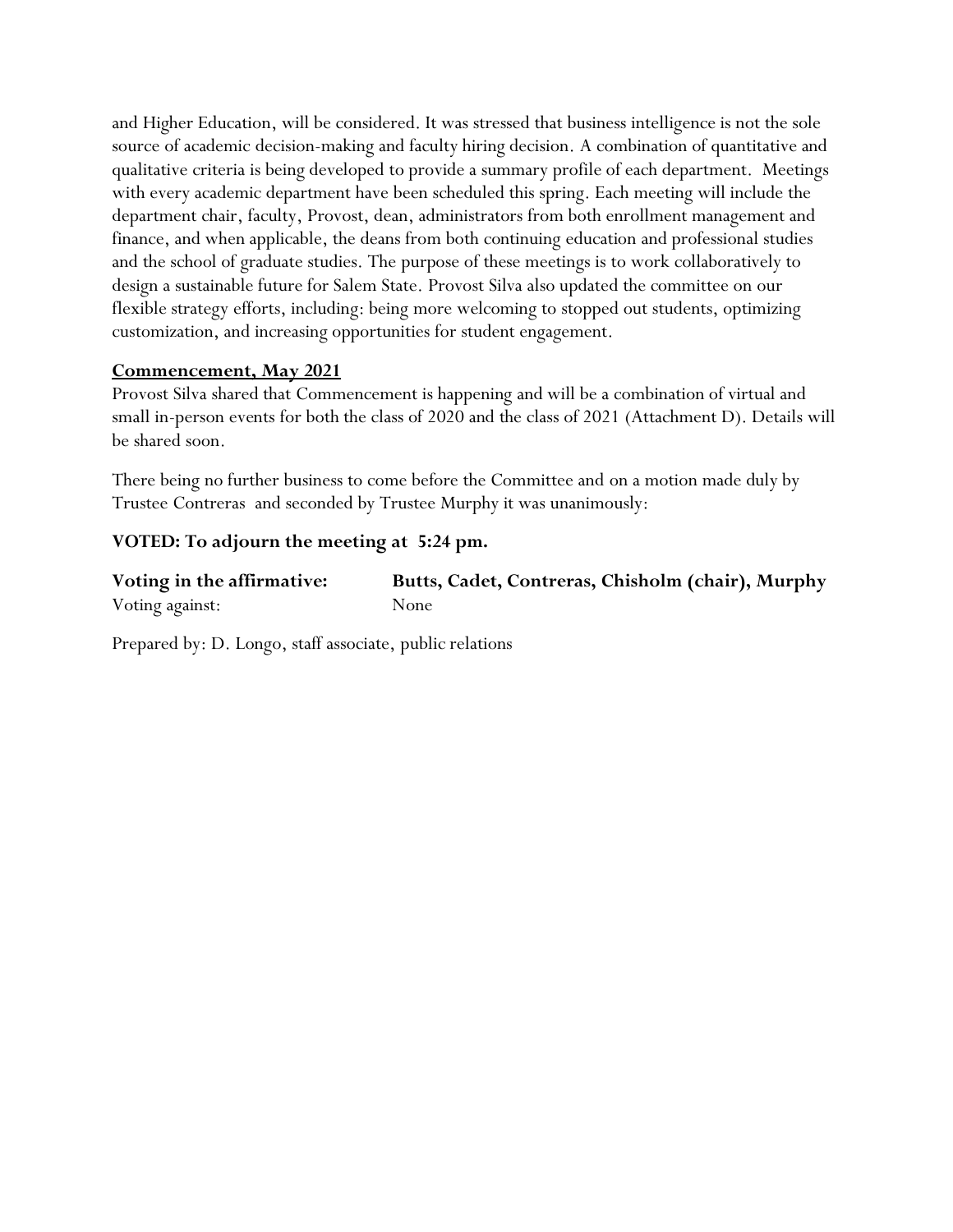and Higher Education, will be considered. It was stressed that business intelligence is not the sole source of academic decision-making and faculty hiring decision. A combination of quantitative and qualitative criteria is being developed to provide a summary profile of each department. Meetings with every academic department have been scheduled this spring. Each meeting will include the department chair, faculty, Provost, dean, administrators from both enrollment management and finance, and when applicable, the deans from both continuing education and professional studies and the school of graduate studies. The purpose of these meetings is to work collaboratively to design a sustainable future for Salem State. Provost Silva also updated the committee on our flexible strategy efforts, including: being more welcoming to stopped out students, optimizing customization, and increasing opportunities for student engagement.

**Commencement, May 2021**

Provost Silva shared that Commencement is happening and will be a combination of virtual and small in-person events for both the class of 2020 and the class of 2021 (Attachment D). Details will be shared soon.

There being no further business to come before the Committee and on a motion made duly by Trustee Contreras and seconded by Trustee Murphy it was unanimously:

**VOTED: To adjourn the meeting at 5:24 pm.**

| | |
|---|---|
| **Voting in the affirmative:** | **Butts, Cadet, Contreras, Chisholm (chair), Murphy** |
| Voting against: | None |

Prepared by: D. Longo, staff associate, public relations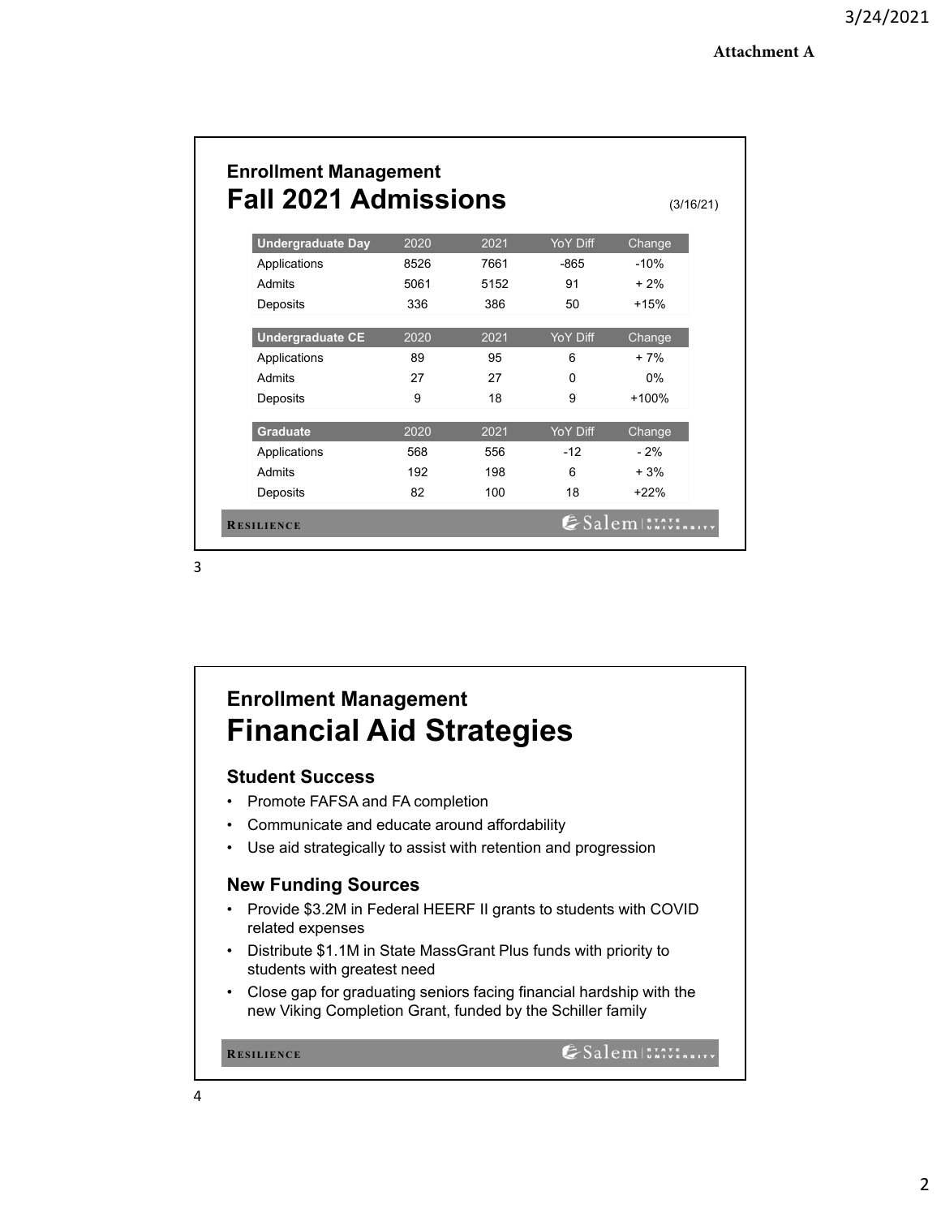Attachment A

## Enrollment Management
# Fall 2021 Admissions

(3/16/21)

| Undergraduate Day | 2020 | 2021 | YoY Diff | Change |
|---|---|---|---|---|
| Applications | 8526 | 7661 | -865 | -10% |
| Admits | 5061 | 5152 | 91 | + 2% |
| Deposits | 336 | 386 | 50 | +15% |

| Undergraduate CE | 2020 | 2021 | YoY Diff | Change |
|---|---|---|---|---|
| Applications | 89 | 95 | 6 | + 7% |
| Admits | 27 | 27 | 0 | 0% |
| Deposits | 9 | 18 | 9 | +100% |

| Graduate | 2020 | 2021 | YoY Diff | Change |
|---|---|---|---|---|
| Applications | 568 | 556 | -12 | - 2% |
| Admits | 192 | 198 | 6 | + 3% |
| Deposits | 82 | 100 | 18 | +22% |

RESILIENCE

Salem STATE UNIVERSITY

## Enrollment Management
# Financial Aid Strategies

### Student Success

- Promote FAFSA and FA completion
- Communicate and educate around affordability
- Use aid strategically to assist with retention and progression

### New Funding Sources

- Provide $3.2M in Federal HEERF II grants to students with COVID related expenses
- Distribute $1.1M in State MassGrant Plus funds with priority to students with greatest need
- Close gap for graduating seniors facing financial hardship with the new Viking Completion Grant, funded by the Schiller family

RESILIENCE

Salem STATE UNIVERSITY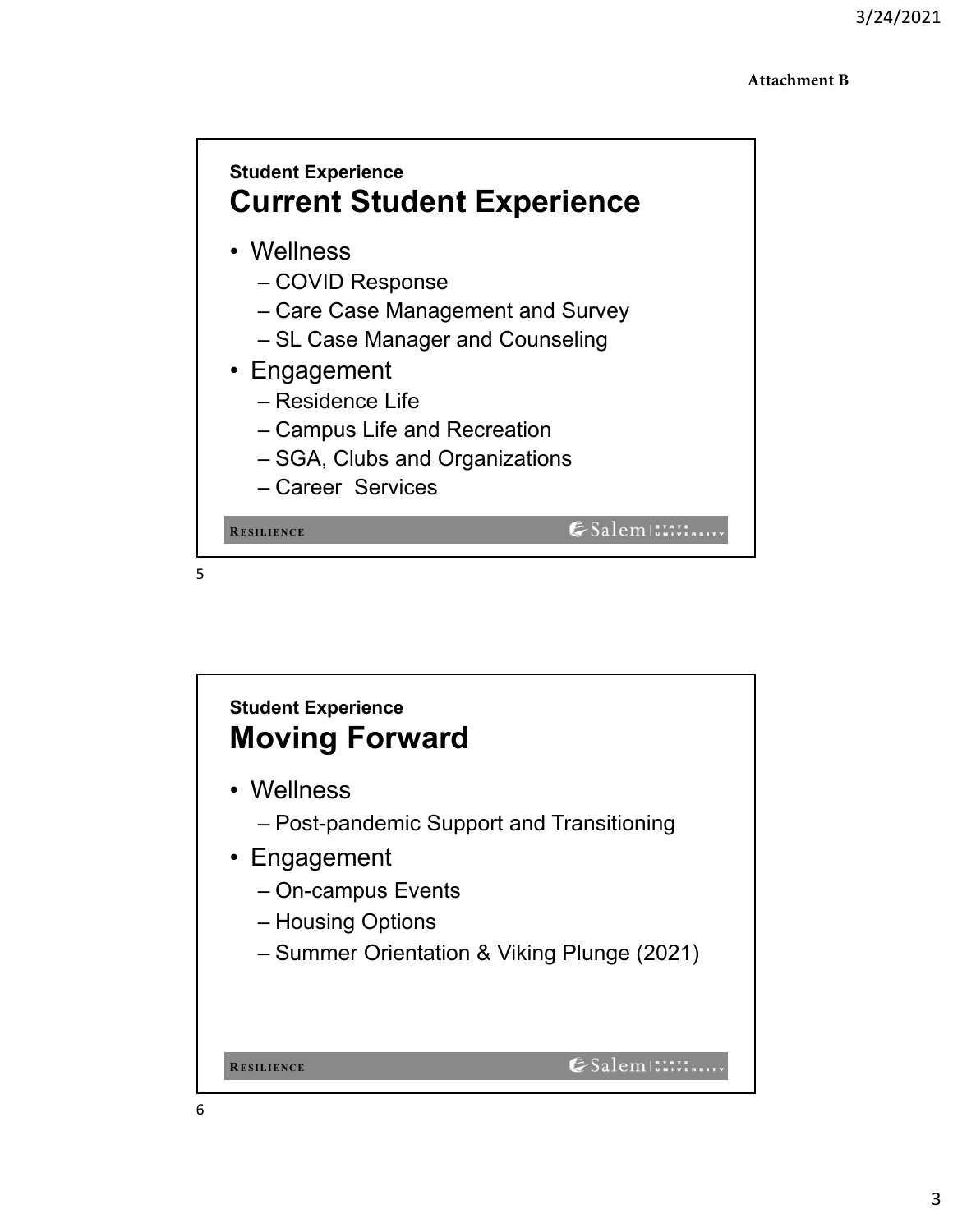**Attachment B**

Student Experience

## Current Student Experience

- Wellness
  - COVID Response
  - Care Case Management and Survey
  - SL Case Manager and Counseling
- Engagement
  - Residence Life
  - Campus Life and Recreation
  - SGA, Clubs and Organizations
  - Career Services

RESILIENCE

Student Experience

## Moving Forward

- Wellness
  - Post-pandemic Support and Transitioning
- Engagement
  - On-campus Events
  - Housing Options
  - Summer Orientation & Viking Plunge (2021)

RESILIENCE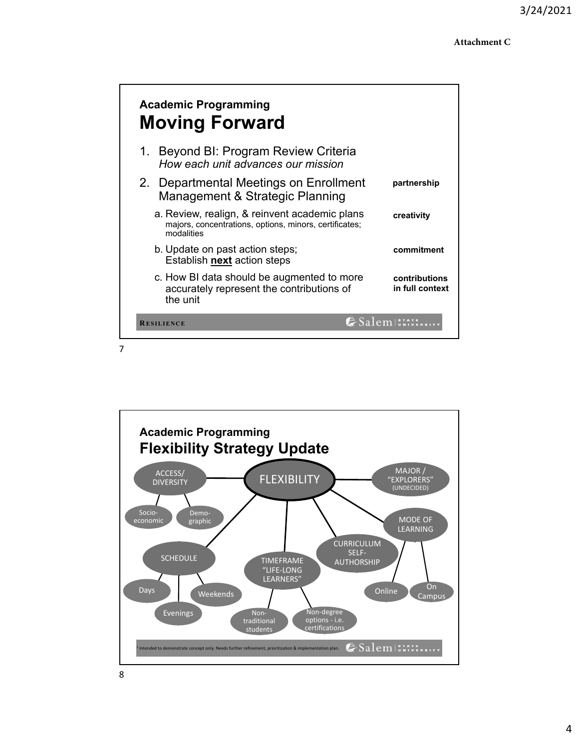Attachment C

## Academic Programming
# Moving Forward

1. Beyond BI: Program Review Criteria
   *How each unit advances our mission*
2. Departmental Meetings on Enrollment Management & Strategic Planning — **partnership**
   a. Review, realign, & reinvent academic plans — **creativity**
      majors, concentrations, options, minors, certificates; modalities
   b. Update on past action steps; Establish **next** action steps — **commitment**
   c. How BI data should be augmented to more accurately represent the contributions of the unit — **contributions in full context**

RESILIENCE

Salem STATE UNIVERSITY

## Academic Programming
# Flexibility Strategy Update

- FLEXIBILITY
  - ACCESS/ DIVERSITY
    - Socio-economic
    - Demo-graphic
  - MAJOR / "EXPLORERS" (UNDECIDED)
  - MODE OF LEARNING
    - Online
    - On Campus
  - CURRICULUM SELF-AUTHORSHIP
  - TIMEFRAME "LIFE-LONG LEARNERS"
    - Non-traditional students
    - Non-degree options - i.e. certifications
  - SCHEDULE
    - Days
    - Evenings
    - Weekends

[1] Intended to demonstrate concept only. Needs further refinement, prioritization & implementation plan.

Salem STATE UNIVERSITY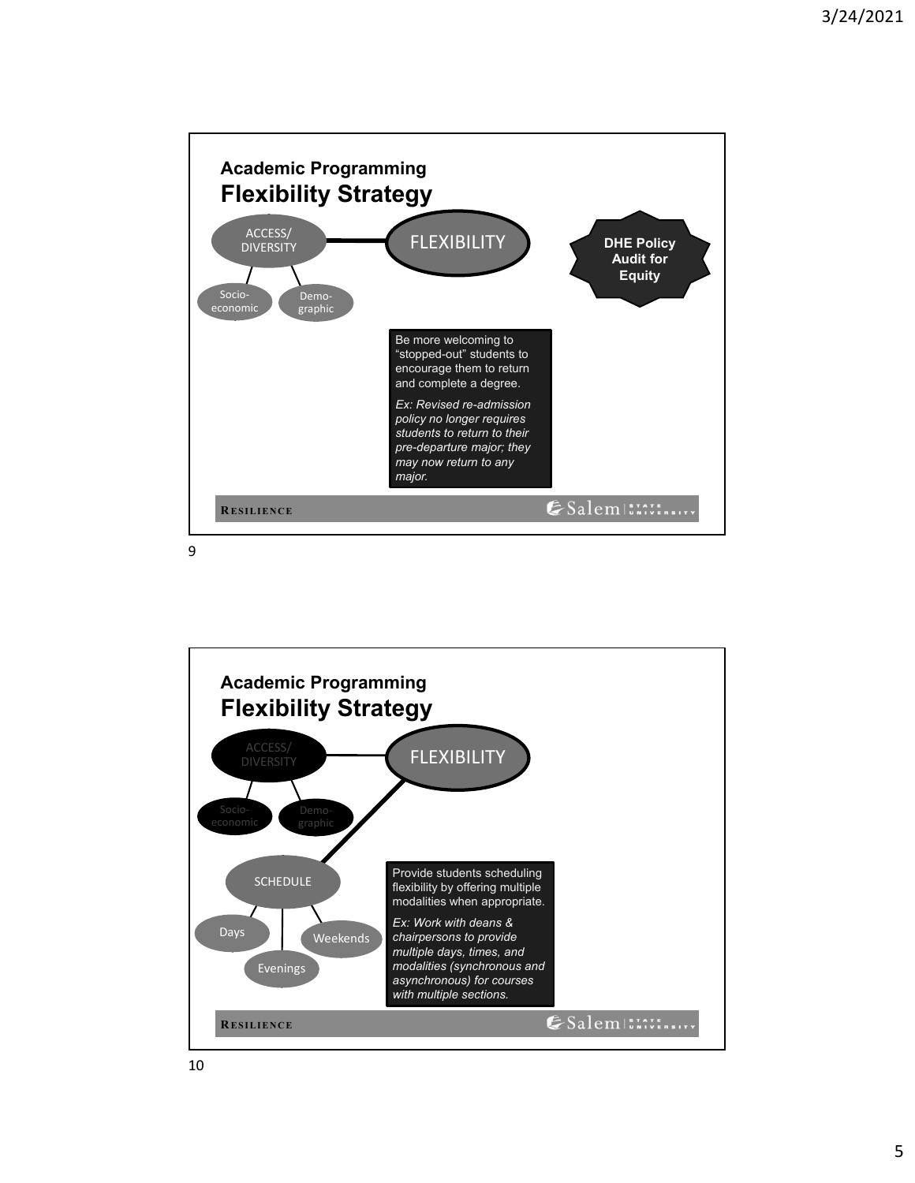## Academic Programming
# Flexibility Strategy

ACCESS/ DIVERSITY — FLEXIBILITY

- Socio-economic
- Demo-graphic

**DHE Policy Audit for Equity**

Be more welcoming to "stopped-out" students to encourage them to return and complete a degree.

*Ex: Revised re-admission policy no longer requires students to return to their pre-departure major; they may now return to any major.*

**RESILIENCE**

Salem STATE UNIVERSITY

## Academic Programming
# Flexibility Strategy

ACCESS/ DIVERSITY — FLEXIBILITY

- Socio-economic
- Demo-graphic

SCHEDULE

- Days
- Evenings
- Weekends

Provide students scheduling flexibility by offering multiple modalities when appropriate.

*Ex: Work with deans & chairpersons to provide multiple days, times, and modalities (synchronous and asynchronous) for courses with multiple sections.*

**RESILIENCE**

Salem STATE UNIVERSITY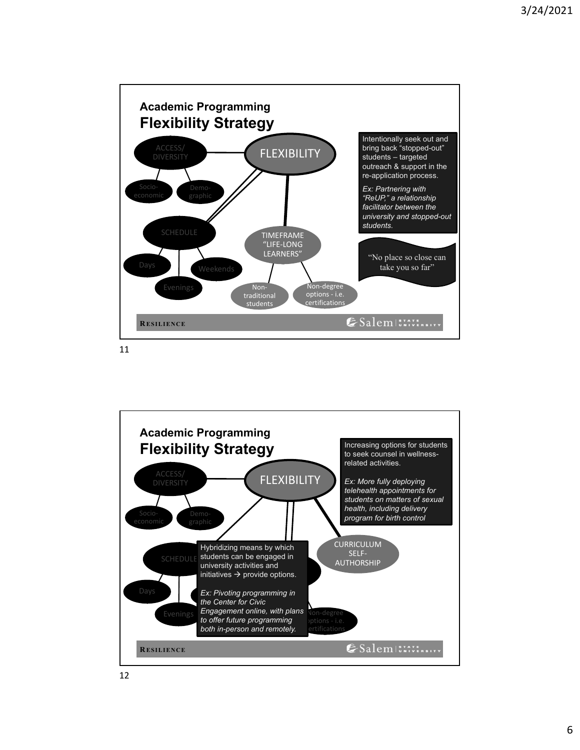## Academic Programming
## Flexibility Strategy

FLEXIBILITY

ACCESS/ DIVERSITY

Socio-economic

Demo-graphic

SCHEDULE

Days

Weekends

Evenings

TIMEFRAME "LIFE-LONG LEARNERS"

Non-traditional students

Non-degree options - i.e. certifications

Intentionally seek out and bring back "stopped-out" students – targeted outreach & support in the re-application process.

*Ex: Partnering with "ReUP," a relationship facilitator between the university and stopped-out students.*

"No place so close can take you so far"

RESILIENCE

Salem STATE UNIVERSITY

## Academic Programming
## Flexibility Strategy

FLEXIBILITY

ACCESS/ DIVERSITY

Socio-economic

Demo-graphic

SCHEDULE

Days

Evenings

CURRICULUM SELF-AUTHORSHIP

Non-degree options - i.e. certifications

Increasing options for students to seek counsel in wellness-related activities.

*Ex: More fully deploying telehealth appointments for students on matters of sexual health, including delivery program for birth control*

Hybridizing means by which students can be engaged in university activities and initiatives → provide options.

*Ex: Pivoting programming in the Center for Civic Engagement online, with plans to offer future programming both in-person and remotely.*

RESILIENCE

Salem STATE UNIVERSITY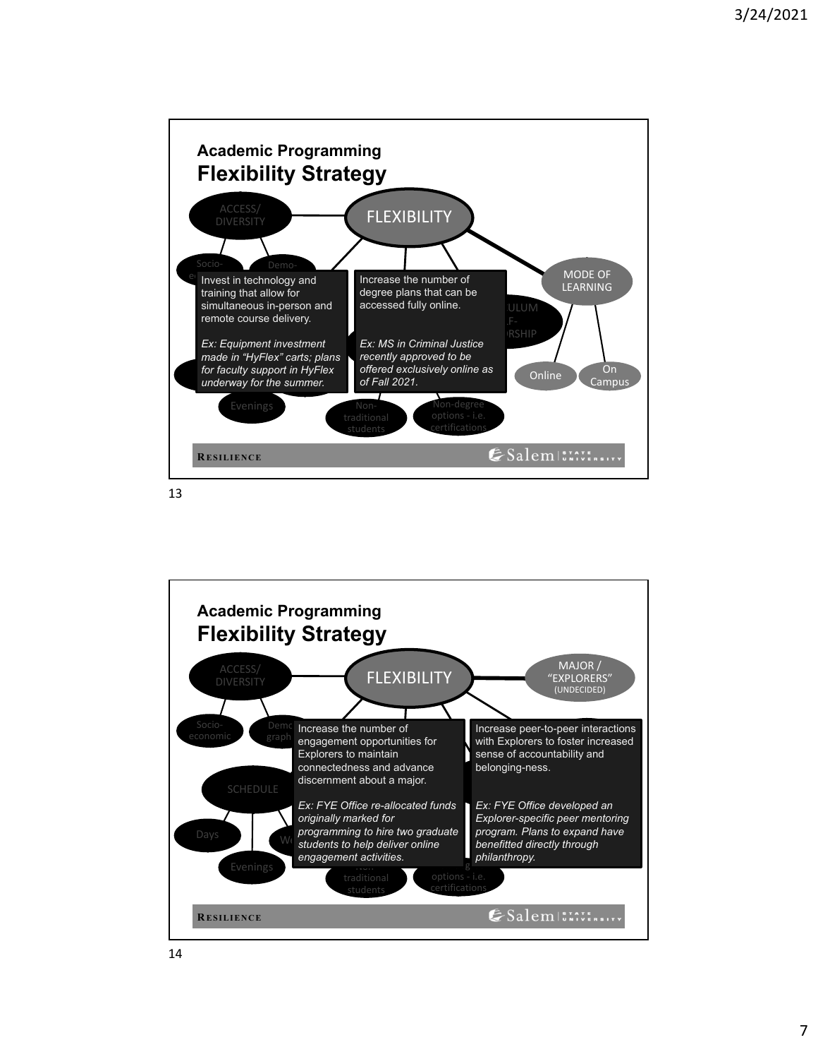## Academic Programming
# Flexibility Strategy

ACCESS/ DIVERSITY

FLEXIBILITY

MODE OF LEARNING

Online

On Campus

Invest in technology and training that allow for simultaneous in-person and remote course delivery.

*Ex: Equipment investment made in "HyFlex" carts; plans for faculty support in HyFlex underway for the summer.*

Increase the number of degree plans that can be accessed fully online.

*Ex: MS in Criminal Justice recently approved to be offered exclusively online as of Fall 2021.*

Evenings

Non-traditional students

Non-degree options - i.e. certifications

RESILIENCE

Salem STATE UNIVERSITY

---

## Academic Programming
# Flexibility Strategy

ACCESS/ DIVERSITY

FLEXIBILITY

MAJOR / "EXPLORERS" (UNDECIDED)

Socio-economic

SCHEDULE

Days

Evenings

Increase the number of engagement opportunities for Explorers to maintain connectedness and advance discernment about a major.

*Ex: FYE Office re-allocated funds originally marked for programming to hire two graduate students to help deliver online engagement activities.*

Increase peer-to-peer interactions with Explorers to foster increased sense of accountability and belonging-ness.

*Ex: FYE Office developed an Explorer-specific peer mentoring program. Plans to expand have benefitted directly through philanthropy.*

Non-traditional students

Non-degree options - i.e. certifications

RESILIENCE

Salem STATE UNIVERSITY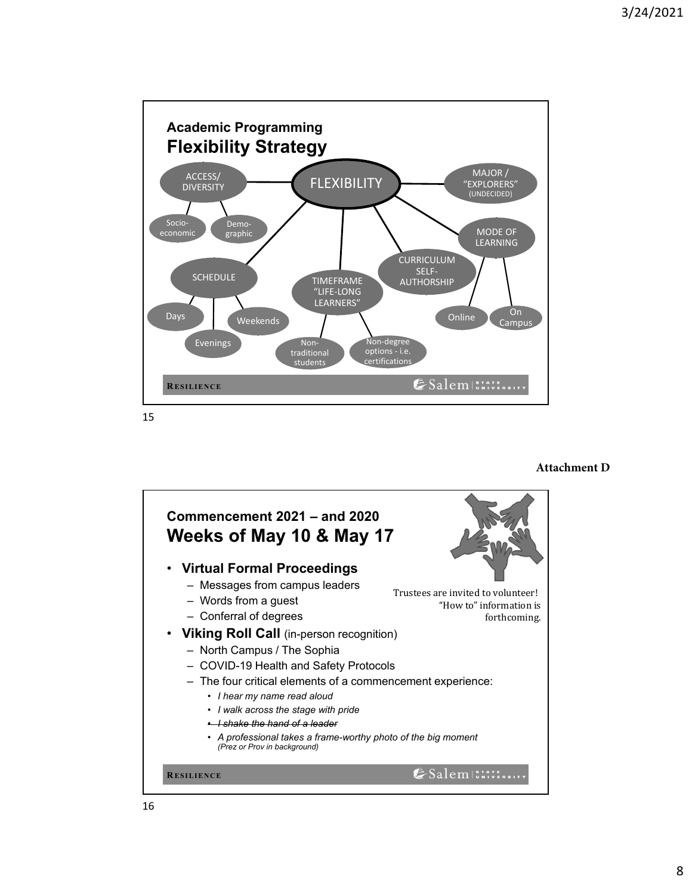## Academic Programming
# Flexibility Strategy

FLEXIBILITY

ACCESS/ DIVERSITY

Socio-economic

Demo-graphic

MAJOR / "EXPLORERS" (UNDECIDED)

MODE OF LEARNING

Online

On Campus

CURRICULUM SELF-AUTHORSHIP

TIMEFRAME "LIFE-LONG LEARNERS"

Non-traditional students

Non-degree options - i.e. certifications

SCHEDULE

Days

Evenings

Weekends

RESILIENCE

Salem STATE UNIVERSITY

15

**Attachment D**

## Commencement 2021 – and 2020
# Weeks of May 10 & May 17

- **Virtual Formal Proceedings**
  - Messages from campus leaders
  - Words from a guest
  - Conferral of degrees
- **Viking Roll Call** (in-person recognition)
  - North Campus / The Sophia
  - COVID-19 Health and Safety Protocols
  - The four critical elements of a commencement experience:
    - *I hear my name read aloud*
    - *I walk across the stage with pride*
    - ~~*I shake the hand of a leader*~~
    - *A professional takes a frame-worthy photo of the big moment (Prez or Prov in background)*

Trustees are invited to volunteer! "How to" information is forthcoming.

RESILIENCE

Salem STATE UNIVERSITY

16